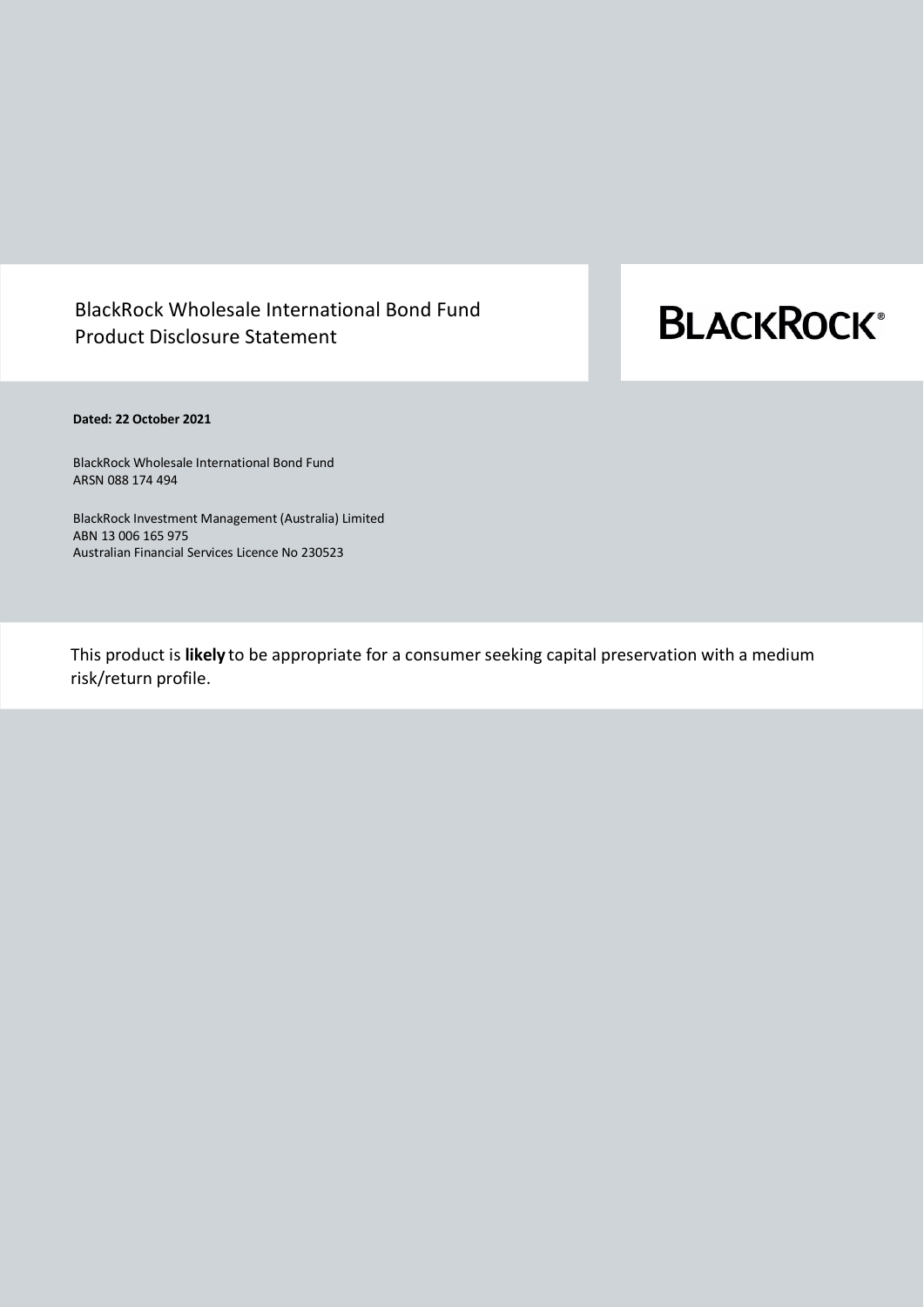# BlackRock Wholesale International Bond Fund Product Disclosure Statement

BLACKROCK®

**Dated: 22 October 2021**

BlackRock Wholesale International Bond Fund
ARSN 088 174 494

BlackRock Investment Management (Australia) Limited
ABN 13 006 165 975
Australian Financial Services Licence No 230523

This product is **likely** to be appropriate for a consumer seeking capital preservation with a medium risk/return profile.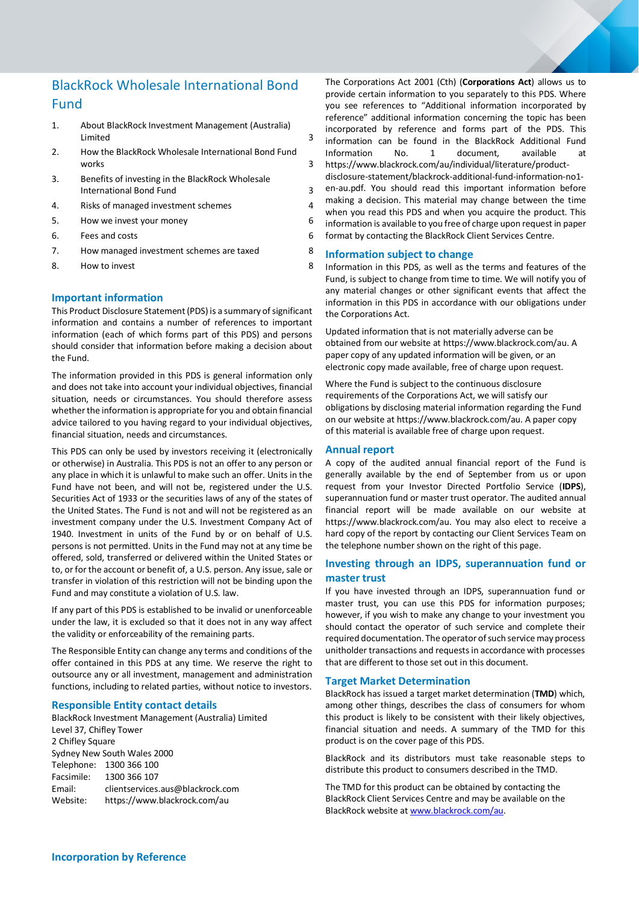# BlackRock Wholesale International Bond Fund

| | | |
|---|---|---|
| 1. | About BlackRock Investment Management (Australia) Limited | 3 |
| 2. | How the BlackRock Wholesale International Bond Fund works | 3 |
| 3. | Benefits of investing in the BlackRock Wholesale International Bond Fund | 3 |
| 4. | Risks of managed investment schemes | 4 |
| 5. | How we invest your money | 6 |
| 6. | Fees and costs | 6 |
| 7. | How managed investment schemes are taxed | 8 |
| 8. | How to invest | 8 |

## Important information

This Product Disclosure Statement (PDS) is a summary of significant information and contains a number of references to important information (each of which forms part of this PDS) and persons should consider that information before making a decision about the Fund.

The information provided in this PDS is general information only and does not take into account your individual objectives, financial situation, needs or circumstances. You should therefore assess whether the information is appropriate for you and obtain financial advice tailored to you having regard to your individual objectives, financial situation, needs and circumstances.

This PDS can only be used by investors receiving it (electronically or otherwise) in Australia. This PDS is not an offer to any person or any place in which it is unlawful to make such an offer. Units in the Fund have not been, and will not be, registered under the U.S. Securities Act of 1933 or the securities laws of any of the states of the United States. The Fund is not and will not be registered as an investment company under the U.S. Investment Company Act of 1940. Investment in units of the Fund by or on behalf of U.S. persons is not permitted. Units in the Fund may not at any time be offered, sold, transferred or delivered within the United States or to, or for the account or benefit of, a U.S. person. Any issue, sale or transfer in violation of this restriction will not be binding upon the Fund and may constitute a violation of U.S. law.

If any part of this PDS is established to be invalid or unenforceable under the law, it is excluded so that it does not in any way affect the validity or enforceability of the remaining parts.

The Responsible Entity can change any terms and conditions of the offer contained in this PDS at any time. We reserve the right to outsource any or all investment, management and administration functions, including to related parties, without notice to investors.

## Responsible Entity contact details

BlackRock Investment Management (Australia) Limited
Level 37, Chifley Tower
2 Chifley Square
Sydney New South Wales 2000

| | |
|---|---|
| Telephone: | 1300 366 100 |
| Facsimile: | 1300 366 107 |
| Email: | clientservices.aus@blackrock.com |
| Website: | https://www.blackrock.com/au |

## Incorporation by Reference

The Corporations Act 2001 (Cth) (**Corporations Act**) allows us to provide certain information to you separately to this PDS. Where you see references to "Additional information incorporated by reference" additional information concerning the topic has been incorporated by reference and forms part of the PDS. This information can be found in the BlackRock Additional Fund Information No. 1 document, available at https://www.blackrock.com/au/individual/literature/product-disclosure-statement/blackrock-additional-fund-information-no1-en-au.pdf. You should read this important information before making a decision. This material may change between the time when you read this PDS and when you acquire the product. This information is available to you free of charge upon request in paper format by contacting the BlackRock Client Services Centre.

## Information subject to change

Information in this PDS, as well as the terms and features of the Fund, is subject to change from time to time. We will notify you of any material changes or other significant events that affect the information in this PDS in accordance with our obligations under the Corporations Act.

Updated information that is not materially adverse can be obtained from our website at https://www.blackrock.com/au. A paper copy of any updated information will be given, or an electronic copy made available, free of charge upon request.

Where the Fund is subject to the continuous disclosure requirements of the Corporations Act, we will satisfy our obligations by disclosing material information regarding the Fund on our website at https://www.blackrock.com/au. A paper copy of this material is available free of charge upon request.

## Annual report

A copy of the audited annual financial report of the Fund is generally available by the end of September from us or upon request from your Investor Directed Portfolio Service (**IDPS**), superannuation fund or master trust operator. The audited annual financial report will be made available on our website at https://www.blackrock.com/au. You may also elect to receive a hard copy of the report by contacting our Client Services Team on the telephone number shown on the right of this page.

## Investing through an IDPS, superannuation fund or master trust

If you have invested through an IDPS, superannuation fund or master trust, you can use this PDS for information purposes; however, if you wish to make any change to your investment you should contact the operator of such service and complete their required documentation. The operator of such service may process unitholder transactions and requests in accordance with processes that are different to those set out in this document.

## Target Market Determination

BlackRock has issued a target market determination (**TMD**) which, among other things, describes the class of consumers for whom this product is likely to be consistent with their likely objectives, financial situation and needs. A summary of the TMD for this product is on the cover page of this PDS.

BlackRock and its distributors must take reasonable steps to distribute this product to consumers described in the TMD.

The TMD for this product can be obtained by contacting the BlackRock Client Services Centre and may be available on the BlackRock website at www.blackrock.com/au.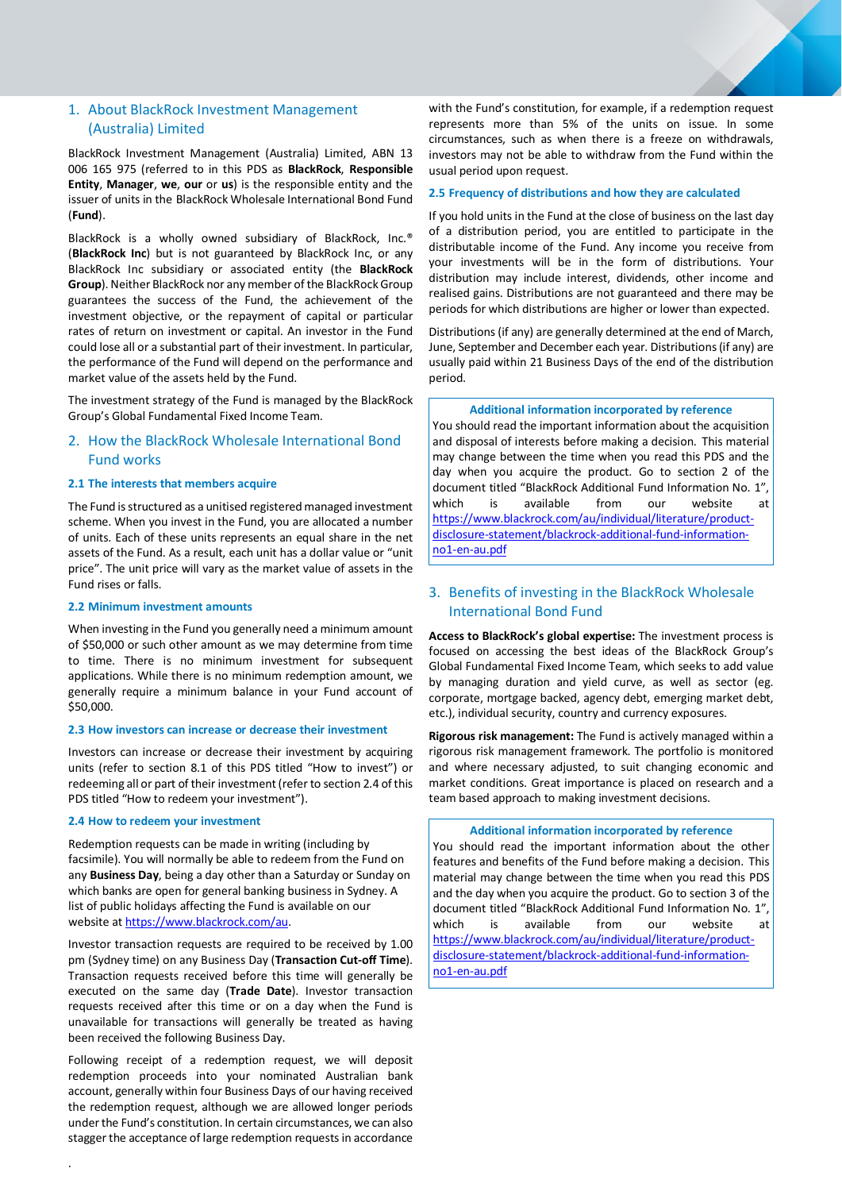## 1. About BlackRock Investment Management (Australia) Limited

BlackRock Investment Management (Australia) Limited, ABN 13 006 165 975 (referred to in this PDS as **BlackRock**, **Responsible Entity**, **Manager**, **we**, **our** or **us**) is the responsible entity and the issuer of units in the BlackRock Wholesale International Bond Fund (**Fund**).

BlackRock is a wholly owned subsidiary of BlackRock, Inc.® (**BlackRock Inc**) but is not guaranteed by BlackRock Inc, or any BlackRock Inc subsidiary or associated entity (the **BlackRock Group**). Neither BlackRock nor any member of the BlackRock Group guarantees the success of the Fund, the achievement of the investment objective, or the repayment of capital or particular rates of return on investment or capital. An investor in the Fund could lose all or a substantial part of their investment. In particular, the performance of the Fund will depend on the performance and market value of the assets held by the Fund.

The investment strategy of the Fund is managed by the BlackRock Group's Global Fundamental Fixed Income Team.

## 2. How the BlackRock Wholesale International Bond Fund works

### 2.1 The interests that members acquire

The Fund is structured as a unitised registered managed investment scheme. When you invest in the Fund, you are allocated a number of units. Each of these units represents an equal share in the net assets of the Fund. As a result, each unit has a dollar value or "unit price". The unit price will vary as the market value of assets in the Fund rises or falls.

### 2.2 Minimum investment amounts

When investing in the Fund you generally need a minimum amount of $50,000 or such other amount as we may determine from time to time. There is no minimum investment for subsequent applications. While there is no minimum redemption amount, we generally require a minimum balance in your Fund account of $50,000.

### 2.3 How investors can increase or decrease their investment

Investors can increase or decrease their investment by acquiring units (refer to section 8.1 of this PDS titled "How to invest") or redeeming all or part of their investment (refer to section 2.4 of this PDS titled "How to redeem your investment").

### 2.4 How to redeem your investment

Redemption requests can be made in writing (including by facsimile). You will normally be able to redeem from the Fund on any **Business Day**, being a day other than a Saturday or Sunday on which banks are open for general banking business in Sydney. A list of public holidays affecting the Fund is available on our website at https://www.blackrock.com/au.

Investor transaction requests are required to be received by 1.00 pm (Sydney time) on any Business Day (**Transaction Cut-off Time**). Transaction requests received before this time will generally be executed on the same day (**Trade Date**). Investor transaction requests received after this time or on a day when the Fund is unavailable for transactions will generally be treated as having been received the following Business Day.

Following receipt of a redemption request, we will deposit redemption proceeds into your nominated Australian bank account, generally within four Business Days of our having received the redemption request, although we are allowed longer periods under the Fund's constitution. In certain circumstances, we can also stagger the acceptance of large redemption requests in accordance with the Fund's constitution, for example, if a redemption request represents more than 5% of the units on issue. In some circumstances, such as when there is a freeze on withdrawals, investors may not be able to withdraw from the Fund within the usual period upon request.

### 2.5 Frequency of distributions and how they are calculated

If you hold units in the Fund at the close of business on the last day of a distribution period, you are entitled to participate in the distributable income of the Fund. Any income you receive from your investments will be in the form of distributions. Your distribution may include interest, dividends, other income and realised gains. Distributions are not guaranteed and there may be periods for which distributions are higher or lower than expected.

Distributions (if any) are generally determined at the end of March, June, September and December each year. Distributions (if any) are usually paid within 21 Business Days of the end of the distribution period.

> **Additional information incorporated by reference**
>
> You should read the important information about the acquisition and disposal of interests before making a decision. This material may change between the time when you read this PDS and the day when you acquire the product. Go to section 2 of the document titled "BlackRock Additional Fund Information No. 1", which is available from our website at https://www.blackrock.com/au/individual/literature/product-disclosure-statement/blackrock-additional-fund-information-no1-en-au.pdf

## 3. Benefits of investing in the BlackRock Wholesale International Bond Fund

**Access to BlackRock's global expertise:** The investment process is focused on accessing the best ideas of the BlackRock Group's Global Fundamental Fixed Income Team, which seeks to add value by managing duration and yield curve, as well as sector (eg. corporate, mortgage backed, agency debt, emerging market debt, etc.), individual security, country and currency exposures.

**Rigorous risk management:** The Fund is actively managed within a rigorous risk management framework. The portfolio is monitored and where necessary adjusted, to suit changing economic and market conditions. Great importance is placed on research and a team based approach to making investment decisions.

> **Additional information incorporated by reference**
>
> You should read the important information about the other features and benefits of the Fund before making a decision. This material may change between the time when you read this PDS and the day when you acquire the product. Go to section 3 of the document titled "BlackRock Additional Fund Information No. 1", which is available from our website at https://www.blackrock.com/au/individual/literature/product-disclosure-statement/blackrock-additional-fund-information-no1-en-au.pdf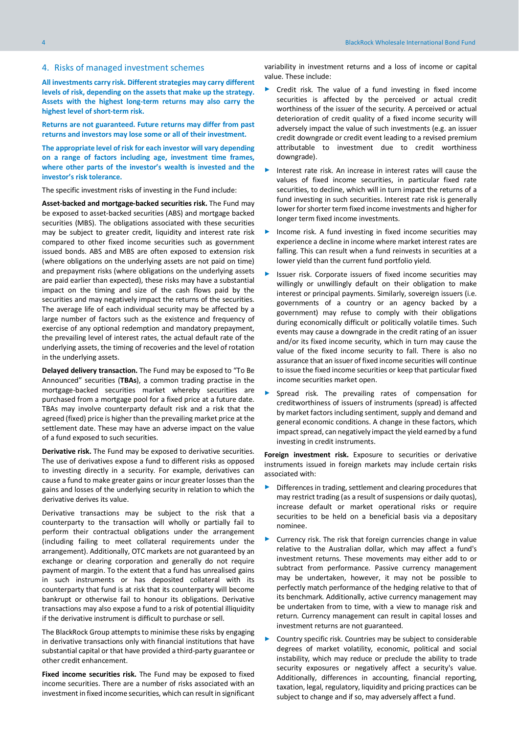## 4. Risks of managed investment schemes

**All investments carry risk. Different strategies may carry different levels of risk, depending on the assets that make up the strategy. Assets with the highest long-term returns may also carry the highest level of short-term risk.**

**Returns are not guaranteed. Future returns may differ from past returns and investors may lose some or all of their investment.**

**The appropriate level of risk for each investor will vary depending on a range of factors including age, investment time frames, where other parts of the investor's wealth is invested and the investor's risk tolerance.**

The specific investment risks of investing in the Fund include:

**Asset-backed and mortgage-backed securities risk.** The Fund may be exposed to asset-backed securities (ABS) and mortgage backed securities (MBS). The obligations associated with these securities may be subject to greater credit, liquidity and interest rate risk compared to other fixed income securities such as government issued bonds. ABS and MBS are often exposed to extension risk (where obligations on the underlying assets are not paid on time) and prepayment risks (where obligations on the underlying assets are paid earlier than expected), these risks may have a substantial impact on the timing and size of the cash flows paid by the securities and may negatively impact the returns of the securities. The average life of each individual security may be affected by a large number of factors such as the existence and frequency of exercise of any optional redemption and mandatory prepayment, the prevailing level of interest rates, the actual default rate of the underlying assets, the timing of recoveries and the level of rotation in the underlying assets.

**Delayed delivery transaction.** The Fund may be exposed to "To Be Announced" securities (**TBAs**), a common trading practise in the mortgage-backed securities market whereby securities are purchased from a mortgage pool for a fixed price at a future date. TBAs may involve counterparty default risk and a risk that the agreed (fixed) price is higher than the prevailing market price at the settlement date. These may have an adverse impact on the value of a fund exposed to such securities.

**Derivative risk.** The Fund may be exposed to derivative securities. The use of derivatives expose a fund to different risks as opposed to investing directly in a security. For example, derivatives can cause a fund to make greater gains or incur greater losses than the gains and losses of the underlying security in relation to which the derivative derives its value.

Derivative transactions may be subject to the risk that a counterparty to the transaction will wholly or partially fail to perform their contractual obligations under the arrangement (including failing to meet collateral requirements under the arrangement). Additionally, OTC markets are not guaranteed by an exchange or clearing corporation and generally do not require payment of margin. To the extent that a fund has unrealised gains in such instruments or has deposited collateral with its counterparty that fund is at risk that its counterparty will become bankrupt or otherwise fail to honour its obligations. Derivative transactions may also expose a fund to a risk of potential illiquidity if the derivative instrument is difficult to purchase or sell.

The BlackRock Group attempts to minimise these risks by engaging in derivative transactions only with financial institutions that have substantial capital or that have provided a third-party guarantee or other credit enhancement.

**Fixed income securities risk.** The Fund may be exposed to fixed income securities. There are a number of risks associated with an investment in fixed income securities, which can result in significant variability in investment returns and a loss of income or capital value. These include:

- Credit risk. The value of a fund investing in fixed income securities is affected by the perceived or actual credit worthiness of the issuer of the security. A perceived or actual deterioration of credit quality of a fixed income security will adversely impact the value of such investments (e.g. an issuer credit downgrade or credit event leading to a revised premium attributable to investment due to credit worthiness downgrade).
- Interest rate risk. An increase in interest rates will cause the values of fixed income securities, in particular fixed rate securities, to decline, which will in turn impact the returns of a fund investing in such securities. Interest rate risk is generally lower for shorter term fixed income investments and higher for longer term fixed income investments.
- Income risk. A fund investing in fixed income securities may experience a decline in income where market interest rates are falling. This can result when a fund reinvests in securities at a lower yield than the current fund portfolio yield.
- Issuer risk. Corporate issuers of fixed income securities may willingly or unwillingly default on their obligation to make interest or principal payments. Similarly, sovereign issuers (i.e. governments of a country or an agency backed by a government) may refuse to comply with their obligations during economically difficult or politically volatile times. Such events may cause a downgrade in the credit rating of an issuer and/or its fixed income security, which in turn may cause the value of the fixed income security to fall. There is also no assurance that an issuer of fixed income securities will continue to issue the fixed income securities or keep that particular fixed income securities market open.
- Spread risk. The prevailing rates of compensation for creditworthiness of issuers of instruments (spread) is affected by market factors including sentiment, supply and demand and general economic conditions. A change in these factors, which impact spread, can negatively impact the yield earned by a fund investing in credit instruments.

**Foreign investment risk.** Exposure to securities or derivative instruments issued in foreign markets may include certain risks associated with:

- Differences in trading, settlement and clearing procedures that may restrict trading (as a result of suspensions or daily quotas), increase default or market operational risks or require securities to be held on a beneficial basis via a depositary nominee.
- Currency risk. The risk that foreign currencies change in value relative to the Australian dollar, which may affect a fund's investment returns. These movements may either add to or subtract from performance. Passive currency management may be undertaken, however, it may not be possible to perfectly match performance of the hedging relative to that of its benchmark. Additionally, active currency management may be undertaken from to time, with a view to manage risk and return. Currency management can result in capital losses and investment returns are not guaranteed.
- Country specific risk. Countries may be subject to considerable degrees of market volatility, economic, political and social instability, which may reduce or preclude the ability to trade security exposures or negatively affect a security's value. Additionally, differences in accounting, financial reporting, taxation, legal, regulatory, liquidity and pricing practices can be subject to change and if so, may adversely affect a fund.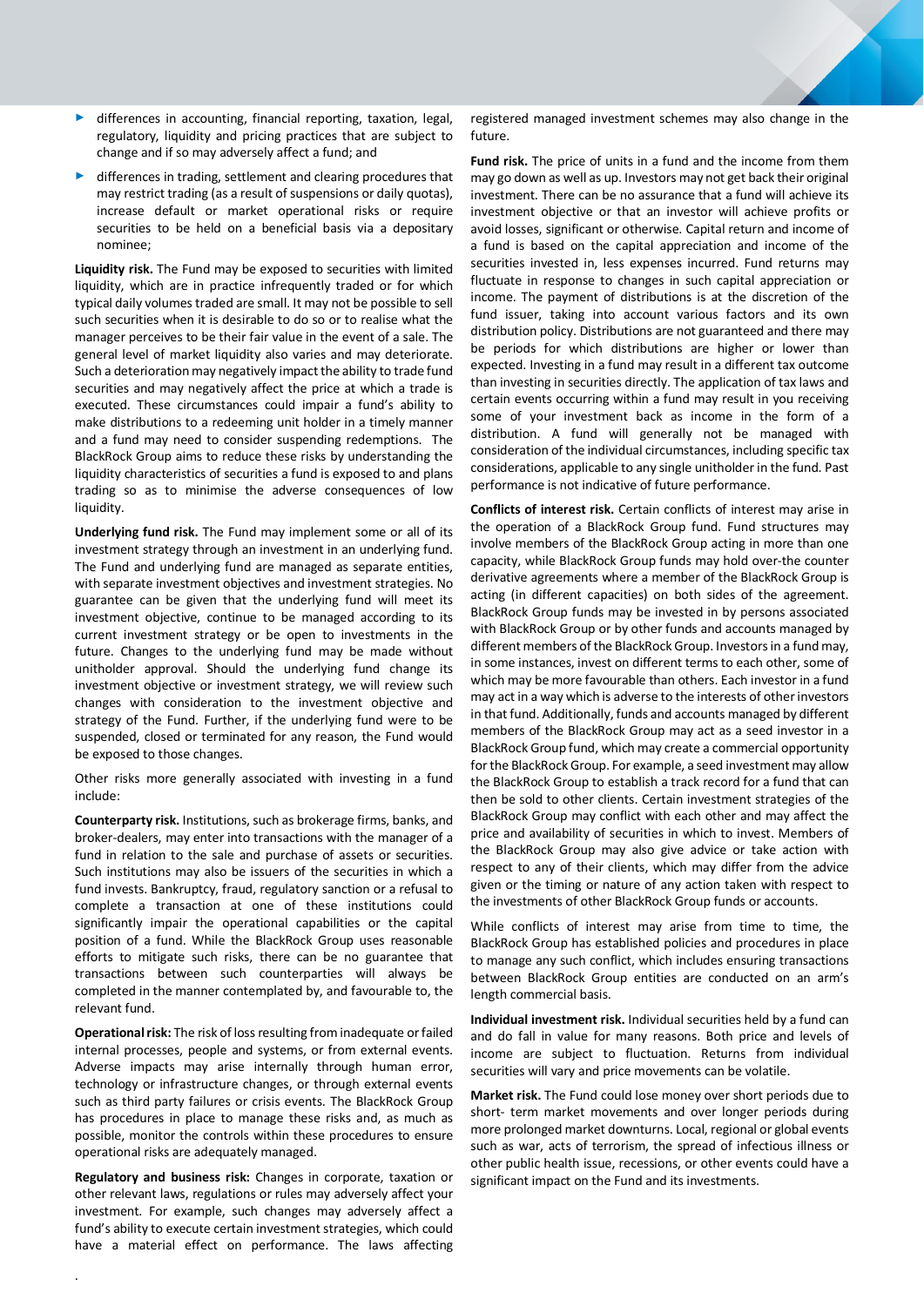- differences in accounting, financial reporting, taxation, legal, regulatory, liquidity and pricing practices that are subject to change and if so may adversely affect a fund; and
- differences in trading, settlement and clearing procedures that may restrict trading (as a result of suspensions or daily quotas), increase default or market operational risks or require securities to be held on a beneficial basis via a depositary nominee;

**Liquidity risk.** The Fund may be exposed to securities with limited liquidity, which are in practice infrequently traded or for which typical daily volumes traded are small. It may not be possible to sell such securities when it is desirable to do so or to realise what the manager perceives to be their fair value in the event of a sale. The general level of market liquidity also varies and may deteriorate. Such a deterioration may negatively impact the ability to trade fund securities and may negatively affect the price at which a trade is executed. These circumstances could impair a fund's ability to make distributions to a redeeming unit holder in a timely manner and a fund may need to consider suspending redemptions. The BlackRock Group aims to reduce these risks by understanding the liquidity characteristics of securities a fund is exposed to and plans trading so as to minimise the adverse consequences of low liquidity.

**Underlying fund risk.** The Fund may implement some or all of its investment strategy through an investment in an underlying fund. The Fund and underlying fund are managed as separate entities, with separate investment objectives and investment strategies. No guarantee can be given that the underlying fund will meet its investment objective, continue to be managed according to its current investment strategy or be open to investments in the future. Changes to the underlying fund may be made without unitholder approval. Should the underlying fund change its investment objective or investment strategy, we will review such changes with consideration to the investment objective and strategy of the Fund. Further, if the underlying fund were to be suspended, closed or terminated for any reason, the Fund would be exposed to those changes.

Other risks more generally associated with investing in a fund include:

**Counterparty risk.** Institutions, such as brokerage firms, banks, and broker-dealers, may enter into transactions with the manager of a fund in relation to the sale and purchase of assets or securities. Such institutions may also be issuers of the securities in which a fund invests. Bankruptcy, fraud, regulatory sanction or a refusal to complete a transaction at one of these institutions could significantly impair the operational capabilities or the capital position of a fund. While the BlackRock Group uses reasonable efforts to mitigate such risks, there can be no guarantee that transactions between such counterparties will always be completed in the manner contemplated by, and favourable to, the relevant fund.

**Operational risk:** The risk of loss resulting from inadequate or failed internal processes, people and systems, or from external events. Adverse impacts may arise internally through human error, technology or infrastructure changes, or through external events such as third party failures or crisis events. The BlackRock Group has procedures in place to manage these risks and, as much as possible, monitor the controls within these procedures to ensure operational risks are adequately managed.

**Regulatory and business risk:** Changes in corporate, taxation or other relevant laws, regulations or rules may adversely affect your investment. For example, such changes may adversely affect a fund's ability to execute certain investment strategies, which could have a material effect on performance. The laws affecting registered managed investment schemes may also change in the future.

**Fund risk.** The price of units in a fund and the income from them may go down as well as up. Investors may not get back their original investment. There can be no assurance that a fund will achieve its investment objective or that an investor will achieve profits or avoid losses, significant or otherwise. Capital return and income of a fund is based on the capital appreciation and income of the securities invested in, less expenses incurred. Fund returns may fluctuate in response to changes in such capital appreciation or income. The payment of distributions is at the discretion of the fund issuer, taking into account various factors and its own distribution policy. Distributions are not guaranteed and there may be periods for which distributions are higher or lower than expected. Investing in a fund may result in a different tax outcome than investing in securities directly. The application of tax laws and certain events occurring within a fund may result in you receiving some of your investment back as income in the form of a distribution. A fund will generally not be managed with consideration of the individual circumstances, including specific tax considerations, applicable to any single unitholder in the fund. Past performance is not indicative of future performance.

**Conflicts of interest risk.** Certain conflicts of interest may arise in the operation of a BlackRock Group fund. Fund structures may involve members of the BlackRock Group acting in more than one capacity, while BlackRock Group funds may hold over-the counter derivative agreements where a member of the BlackRock Group is acting (in different capacities) on both sides of the agreement. BlackRock Group funds may be invested in by persons associated with BlackRock Group or by other funds and accounts managed by different members of the BlackRock Group. Investors in a fund may, in some instances, invest on different terms to each other, some of which may be more favourable than others. Each investor in a fund may act in a way which is adverse to the interests of other investors in that fund. Additionally, funds and accounts managed by different members of the BlackRock Group may act as a seed investor in a BlackRock Group fund, which may create a commercial opportunity for the BlackRock Group. For example, a seed investment may allow the BlackRock Group to establish a track record for a fund that can then be sold to other clients. Certain investment strategies of the BlackRock Group may conflict with each other and may affect the price and availability of securities in which to invest. Members of the BlackRock Group may also give advice or take action with respect to any of their clients, which may differ from the advice given or the timing or nature of any action taken with respect to the investments of other BlackRock Group funds or accounts.

While conflicts of interest may arise from time to time, the BlackRock Group has established policies and procedures in place to manage any such conflict, which includes ensuring transactions between BlackRock Group entities are conducted on an arm's length commercial basis.

**Individual investment risk.** Individual securities held by a fund can and do fall in value for many reasons. Both price and levels of income are subject to fluctuation. Returns from individual securities will vary and price movements can be volatile.

**Market risk.** The Fund could lose money over short periods due to short- term market movements and over longer periods during more prolonged market downturns. Local, regional or global events such as war, acts of terrorism, the spread of infectious illness or other public health issue, recessions, or other events could have a significant impact on the Fund and its investments.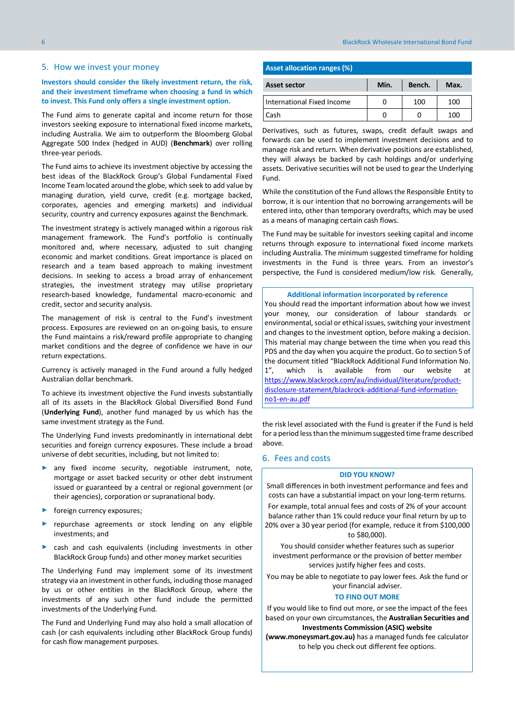## 5. How we invest your money

**Investors should consider the likely investment return, the risk, and their investment timeframe when choosing a fund in which to invest. This Fund only offers a single investment option.**

The Fund aims to generate capital and income return for those investors seeking exposure to international fixed income markets, including Australia. We aim to outperform the Bloomberg Global Aggregate 500 Index (hedged in AUD) (**Benchmark**) over rolling three-year periods.

The Fund aims to achieve its investment objective by accessing the best ideas of the BlackRock Group's Global Fundamental Fixed Income Team located around the globe, which seek to add value by managing duration, yield curve, credit (e.g. mortgage backed, corporates, agencies and emerging markets) and individual security, country and currency exposures against the Benchmark.

The investment strategy is actively managed within a rigorous risk management framework. The Fund's portfolio is continually monitored and, where necessary, adjusted to suit changing economic and market conditions. Great importance is placed on research and a team based approach to making investment decisions. In seeking to access a broad array of enhancement strategies, the investment strategy may utilise proprietary research-based knowledge, fundamental macro-economic and credit, sector and security analysis.

The management of risk is central to the Fund's investment process. Exposures are reviewed on an on-going basis, to ensure the Fund maintains a risk/reward profile appropriate to changing market conditions and the degree of confidence we have in our return expectations.

Currency is actively managed in the Fund around a fully hedged Australian dollar benchmark.

To achieve its investment objective the Fund invests substantially all of its assets in the BlackRock Global Diversified Bond Fund (**Underlying Fund**), another fund managed by us which has the same investment strategy as the Fund.

The Underlying Fund invests predominantly in international debt securities and foreign currency exposures. These include a broad universe of debt securities, including, but not limited to:

- any fixed income security, negotiable instrument, note, mortgage or asset backed security or other debt instrument issued or guaranteed by a central or regional government (or their agencies), corporation or supranational body.
- foreign currency exposures;
- repurchase agreements or stock lending on any eligible investments; and
- cash and cash equivalents (including investments in other BlackRock Group funds) and other money market securities

The Underlying Fund may implement some of its investment strategy via an investment in other funds, including those managed by us or other entities in the BlackRock Group, where the investments of any such other fund include the permitted investments of the Underlying Fund.

The Fund and Underlying Fund may also hold a small allocation of cash (or cash equivalents including other BlackRock Group funds) for cash flow management purposes.

**Asset allocation ranges (%)**

| Asset sector | Min. | Bench. | Max. |
|---|---|---|---|
| International Fixed Income | 0 | 100 | 100 |
| Cash | 0 | 0 | 100 |

Derivatives, such as futures, swaps, credit default swaps and forwards can be used to implement investment decisions and to manage risk and return. When derivative positions are established, they will always be backed by cash holdings and/or underlying assets. Derivative securities will not be used to gear the Underlying Fund.

While the constitution of the Fund allows the Responsible Entity to borrow, it is our intention that no borrowing arrangements will be entered into, other than temporary overdrafts, which may be used as a means of managing certain cash flows.

The Fund may be suitable for investors seeking capital and income returns through exposure to international fixed income markets including Australia. The minimum suggested timeframe for holding investments in the Fund is three years. From an investor's perspective, the Fund is considered medium/low risk. Generally, the risk level associated with the Fund is greater if the Fund is held for a period less than the minimum suggested time frame described above.

**Additional information incorporated by reference**

You should read the important information about how we invest your money, our consideration of labour standards or environmental, social or ethical issues, switching your investment and changes to the investment option, before making a decision. This material may change between the time when you read this PDS and the day when you acquire the product. Go to section 5 of the document titled "BlackRock Additional Fund Information No. 1", which is available from our website at https://www.blackrock.com/au/individual/literature/product-disclosure-statement/blackrock-additional-fund-information-no1-en-au.pdf

## 6. Fees and costs

**DID YOU KNOW?**

Small differences in both investment performance and fees and costs can have a substantial impact on your long-term returns.

For example, total annual fees and costs of 2% of your account balance rather than 1% could reduce your final return by up to 20% over a 30 year period (for example, reduce it from $100,000 to $80,000).

You should consider whether features such as superior investment performance or the provision of better member services justify higher fees and costs.

You may be able to negotiate to pay lower fees. Ask the fund or your financial adviser.

**TO FIND OUT MORE**

If you would like to find out more, or see the impact of the fees based on your own circumstances, the **Australian Securities and Investments Commission (ASIC) website (www.moneysmart.gov.au)** has a managed funds fee calculator to help you check out different fee options.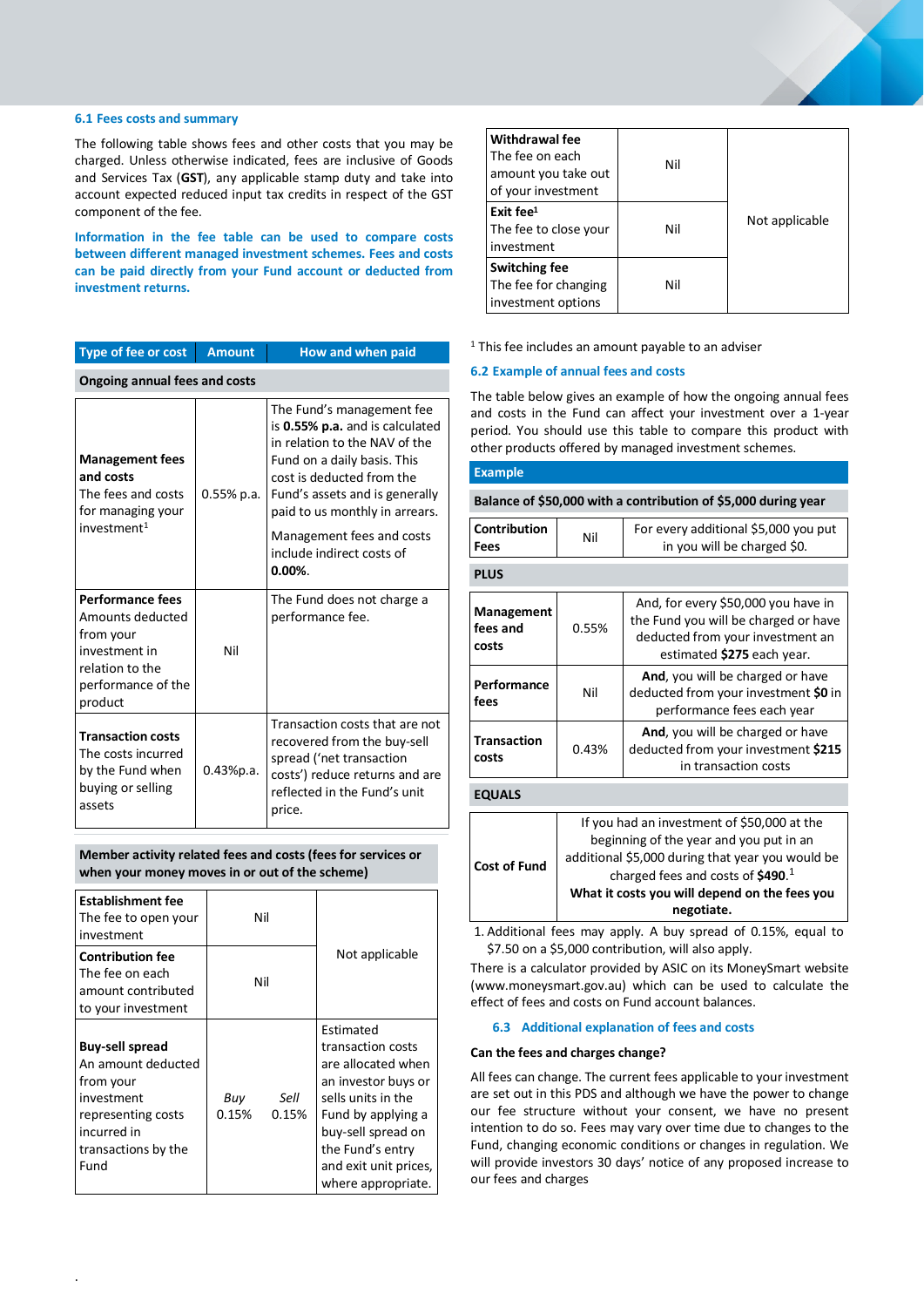### 6.1 Fees costs and summary

The following table shows fees and other costs that you may be charged. Unless otherwise indicated, fees are inclusive of Goods and Services Tax (**GST**), any applicable stamp duty and take into account expected reduced input tax credits in respect of the GST component of the fee.

**Information in the fee table can be used to compare costs between different managed investment schemes. Fees and costs can be paid directly from your Fund account or deducted from investment returns.**

| Type of fee or cost | Amount | How and when paid |
|---|---|---|
| **Ongoing annual fees and costs** | | |
| **Management fees and costs** The fees and costs for managing your investment[1] | 0.55% p.a. | The Fund's management fee is **0.55% p.a.** and is calculated in relation to the NAV of the Fund on a daily basis. This cost is deducted from the Fund's assets and is generally paid to us monthly in arrears. Management fees and costs include indirect costs of **0.00%**. |
| **Performance fees** Amounts deducted from your investment in relation to the performance of the product | Nil | The Fund does not charge a performance fee. |
| **Transaction costs** The costs incurred by the Fund when buying or selling assets | 0.43%p.a. | Transaction costs that are not recovered from the buy-sell spread ('net transaction costs') reduce returns and are reflected in the Fund's unit price. |
| **Member activity related fees and costs (fees for services or when your money moves in or out of the scheme)** | | |
| **Establishment fee** The fee to open your investment | Nil | Not applicable |
| **Contribution fee** The fee on each amount contributed to your investment | Nil | Not applicable |
| **Buy-sell spread** An amount deducted from your investment representing costs incurred in transactions by the Fund | *Buy* 0.15% *Sell* 0.15% | Estimated transaction costs are allocated when an investor buys or sells units in the Fund by applying a buy-sell spread on the Fund's entry and exit unit prices, where appropriate. |
| **Withdrawal fee** The fee on each amount you take out of your investment | Nil | Not applicable |
| **Exit fee**[1] The fee to close your investment | Nil | Not applicable |
| **Switching fee** The fee for changing investment options | Nil | Not applicable |

[1] This fee includes an amount payable to an adviser

### 6.2 Example of annual fees and costs

The table below gives an example of how the ongoing annual fees and costs in the Fund can affect your investment over a 1-year period. You should use this table to compare this product with other products offered by managed investment schemes.

| Example | | |
|---|---|---|
| **Balance of $50,000 with a contribution of $5,000 during year** | | |
| **Contribution Fees** | Nil | For every additional $5,000 you put in you will be charged $0. |
| **PLUS** | | |
| **Management fees and costs** | 0.55% | And, for every $50,000 you have in the Fund you will be charged or have deducted from your investment an estimated **$275** each year. |
| **Performance fees** | Nil | **And**, you will be charged or have deducted from your investment **$0** in performance fees each year |
| **Transaction costs** | 0.43% | **And**, you will be charged or have deducted from your investment **$215** in transaction costs |
| **EQUALS** | | |
| **Cost of Fund** | | If you had an investment of $50,000 at the beginning of the year and you put in an additional $5,000 during that year you would be charged fees and costs of **$490**.[1] **What it costs you will depend on the fees you negotiate.** |

1. Additional fees may apply. A buy spread of 0.15%, equal to $7.50 on a $5,000 contribution, will also apply.

There is a calculator provided by ASIC on its MoneySmart website (www.moneysmart.gov.au) which can be used to calculate the effect of fees and costs on Fund account balances.

### 6.3 Additional explanation of fees and costs

**Can the fees and charges change?**

All fees can change. The current fees applicable to your investment are set out in this PDS and although we have the power to change our fee structure without your consent, we have no present intention to do so. Fees may vary over time due to changes to the Fund, changing economic conditions or changes in regulation. We will provide investors 30 days' notice of any proposed increase to our fees and charges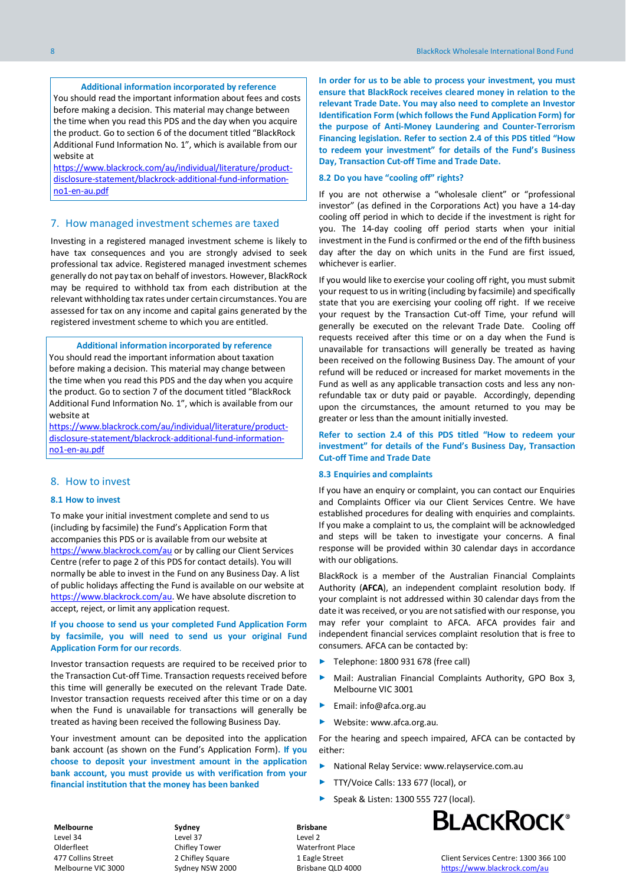**Additional information incorporated by reference**

You should read the important information about fees and costs before making a decision. This material may change between the time when you read this PDS and the day when you acquire the product. Go to section 6 of the document titled "BlackRock Additional Fund Information No. 1", which is available from our website at https://www.blackrock.com/au/individual/literature/product-disclosure-statement/blackrock-additional-fund-information-no1-en-au.pdf

## 7. How managed investment schemes are taxed

Investing in a registered managed investment scheme is likely to have tax consequences and you are strongly advised to seek professional tax advice. Registered managed investment schemes generally do not pay tax on behalf of investors. However, BlackRock may be required to withhold tax from each distribution at the relevant withholding tax rates under certain circumstances. You are assessed for tax on any income and capital gains generated by the registered investment scheme to which you are entitled.

**Additional information incorporated by reference**

You should read the important information about taxation before making a decision. This material may change between the time when you read this PDS and the day when you acquire the product. Go to section 7 of the document titled "BlackRock Additional Fund Information No. 1", which is available from our website at https://www.blackrock.com/au/individual/literature/product-disclosure-statement/blackrock-additional-fund-information-no1-en-au.pdf

## 8. How to invest

### 8.1 How to invest

To make your initial investment complete and send to us (including by facsimile) the Fund's Application Form that accompanies this PDS or is available from our website at https://www.blackrock.com/au or by calling our Client Services Centre (refer to page 2 of this PDS for contact details). You will normally be able to invest in the Fund on any Business Day. A list of public holidays affecting the Fund is available on our website at https://www.blackrock.com/au. We have absolute discretion to accept, reject, or limit any application request.

**If you choose to send us your completed Fund Application Form by facsimile, you will need to send us your original Fund Application Form for our records**.

Investor transaction requests are required to be received prior to the Transaction Cut-off Time. Transaction requests received before this time will generally be executed on the relevant Trade Date. Investor transaction requests received after this time or on a day when the Fund is unavailable for transactions will generally be treated as having been received the following Business Day.

Your investment amount can be deposited into the application bank account (as shown on the Fund's Application Form). **If you choose to deposit your investment amount in the application bank account, you must provide us with verification from your financial institution that the money has been banked**

**In order for us to be able to process your investment, you must ensure that BlackRock receives cleared money in relation to the relevant Trade Date. You may also need to complete an Investor Identification Form (which follows the Fund Application Form) for the purpose of Anti-Money Laundering and Counter-Terrorism Financing legislation. Refer to section 2.4 of this PDS titled "How to redeem your investment" for details of the Fund's Business Day, Transaction Cut-off Time and Trade Date.**

### 8.2 Do you have "cooling off" rights?

If you are not otherwise a "wholesale client" or "professional investor" (as defined in the Corporations Act) you have a 14-day cooling off period in which to decide if the investment is right for you. The 14-day cooling off period starts when your initial investment in the Fund is confirmed or the end of the fifth business day after the day on which units in the Fund are first issued, whichever is earlier.

If you would like to exercise your cooling off right, you must submit your request to us in writing (including by facsimile) and specifically state that you are exercising your cooling off right. If we receive your request by the Transaction Cut-off Time, your refund will generally be executed on the relevant Trade Date. Cooling off requests received after this time or on a day when the Fund is unavailable for transactions will generally be treated as having been received on the following Business Day. The amount of your refund will be reduced or increased for market movements in the Fund as well as any applicable transaction costs and less any non-refundable tax or duty paid or payable. Accordingly, depending upon the circumstances, the amount returned to you may be greater or less than the amount initially invested.

**Refer to section 2.4 of this PDS titled "How to redeem your investment" for details of the Fund's Business Day, Transaction Cut-off Time and Trade Date**

### 8.3 Enquiries and complaints

If you have an enquiry or complaint, you can contact our Enquiries and Complaints Officer via our Client Services Centre. We have established procedures for dealing with enquiries and complaints. If you make a complaint to us, the complaint will be acknowledged and steps will be taken to investigate your concerns. A final response will be provided within 30 calendar days in accordance with our obligations.

BlackRock is a member of the Australian Financial Complaints Authority (**AFCA**), an independent complaint resolution body. If your complaint is not addressed within 30 calendar days from the date it was received, or you are not satisfied with our response, you may refer your complaint to AFCA. AFCA provides fair and independent financial services complaint resolution that is free to consumers. AFCA can be contacted by:

- Telephone: 1800 931 678 (free call)
- Mail: Australian Financial Complaints Authority, GPO Box 3, Melbourne VIC 3001
- Email: info@afca.org.au
- Website: www.afca.org.au.

For the hearing and speech impaired, AFCA can be contacted by either:

- National Relay Service: www.relayservice.com.au
- TTY/Voice Calls: 133 677 (local), or
- Speak & Listen: 1300 555 727 (local).

**Melbourne**
Level 34
Olderfleet
477 Collins Street
Melbourne VIC 3000

**Sydney**
Level 37
Chifley Tower
2 Chifley Square
Sydney NSW 2000

**Brisbane**
Level 2
Waterfront Place
1 Eagle Street
Brisbane QLD 4000

BLACKROCK®

Client Services Centre: 1300 366 100
https://www.blackrock.com/au